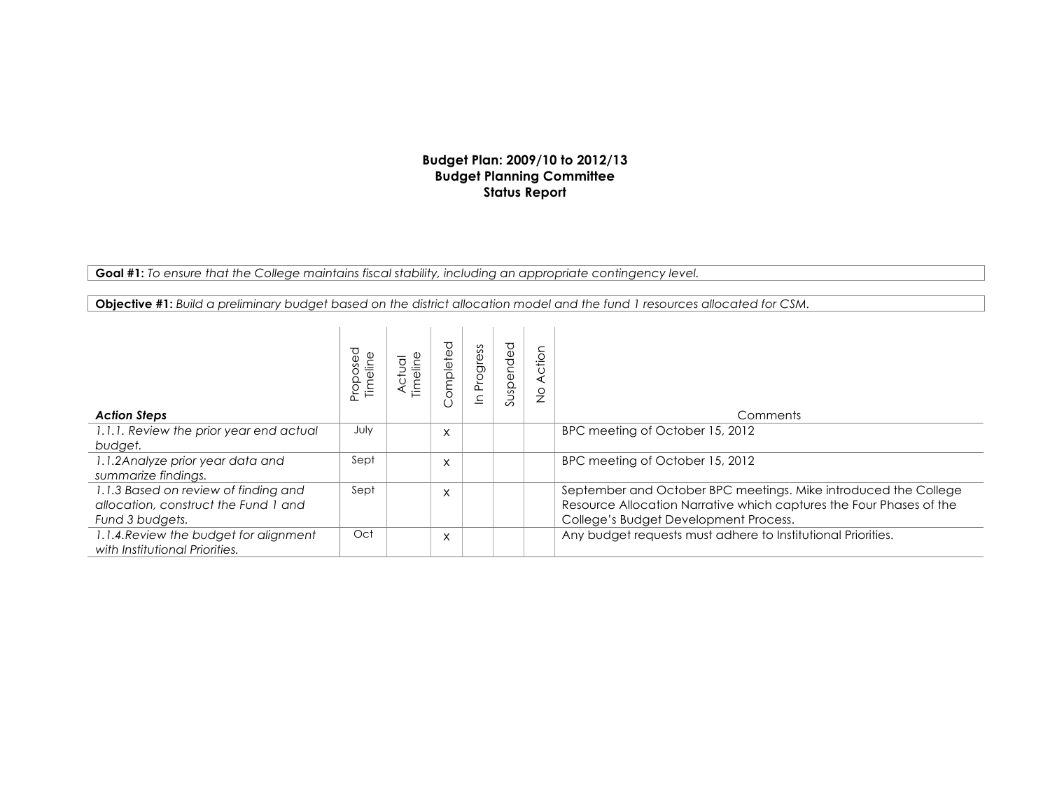**Budget Plan: 2009/10 to 2012/13**
**Budget Planning Committee**
**Status Report**

**Goal #1:** *To ensure that the College maintains fiscal stability, including an appropriate contingency level.*

**Objective #1:** *Build a preliminary budget based on the district allocation model and the fund 1 resources allocated for CSM.*

| *Action Steps* | Proposed Timeline | Actual Timeline | Completed | In Progress | Suspended | No Action | Comments |
|---|---|---|---|---|---|---|---|
| *1.1.1. Review the prior year end actual budget.* | July | | X | | | | BPC meeting of October 15, 2012 |
| *1.1.2Analyze prior year data and summarize findings.* | Sept | | X | | | | BPC meeting of October 15, 2012 |
| *1.1.3 Based on review of finding and allocation, construct the Fund 1 and Fund 3 budgets.* | Sept | | X | | | | September and October BPC meetings. Mike introduced the College Resource Allocation Narrative which captures the Four Phases of the College's Budget Development Process. |
| *1.1.4.Review the budget for alignment with Institutional Priorities.* | Oct | | X | | | | Any budget requests must adhere to Institutional Priorities. |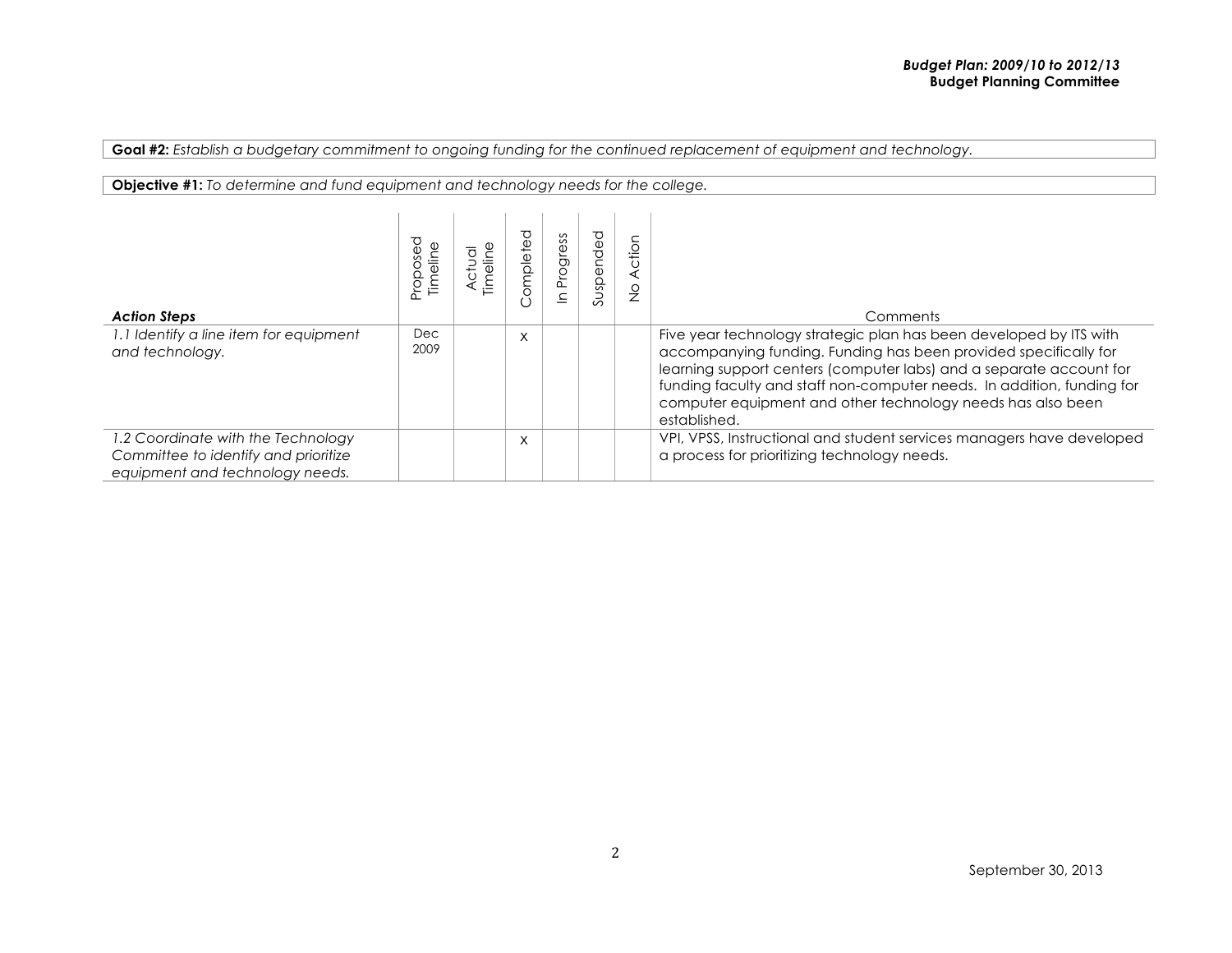**Goal #2:** *Establish a budgetary commitment to ongoing funding for the continued replacement of equipment and technology.*

**Objective #1:** *To determine and fund equipment and technology needs for the college.*

| ***Action Steps*** | Proposed Timeline | Actual Timeline | Completed | In Progress | Suspended | No Action | Comments |
|---|---|---|---|---|---|---|---|
| *1.1 Identify a line item for equipment and technology.* | Dec 2009 | | X | | | | Five year technology strategic plan has been developed by ITS with accompanying funding. Funding has been provided specifically for learning support centers (computer labs) and a separate account for funding faculty and staff non-computer needs. In addition, funding for computer equipment and other technology needs has also been established. |
| *1.2 Coordinate with the Technology Committee to identify and prioritize equipment and technology needs.* | | | X | | | | VPI, VPSS, Instructional and student services managers have developed a process for prioritizing technology needs. |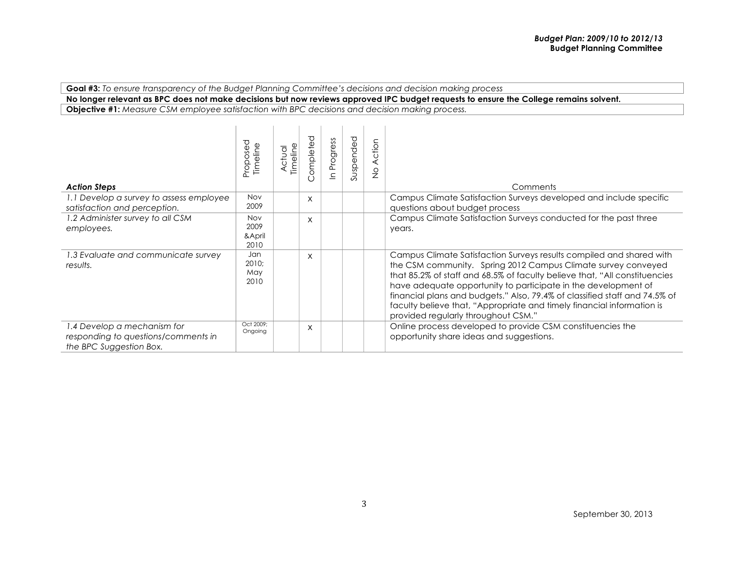**Goal #3:** *To ensure transparency of the Budget Planning Committee's decisions and decision making process*

**No longer relevant as BPC does not make decisions but now reviews approved IPC budget requests to ensure the College remains solvent.**

**Objective #1:** *Measure CSM employee satisfaction with BPC decisions and decision making process.*

| ***Action Steps*** | Proposed Timeline | Actual Timeline | Completed | In Progress | Suspended | No Action | Comments |
|---|---|---|---|---|---|---|---|
| *1.1 Develop a survey to assess employee satisfaction and perception.* | Nov 2009 | | X | | | | Campus Climate Satisfaction Surveys developed and include specific questions about budget process |
| *1.2 Administer survey to all CSM employees.* | Nov 2009 &April 2010 | | X | | | | Campus Climate Satisfaction Surveys conducted for the past three years. |
| *1.3 Evaluate and communicate survey results.* | Jan 2010; May 2010 | | X | | | | Campus Climate Satisfaction Surveys results compiled and shared with the CSM community. Spring 2012 Campus Climate survey conveyed that 85.2% of staff and 68.5% of faculty believe that, "All constituencies have adequate opportunity to participate in the development of financial plans and budgets." Also, 79.4% of classified staff and 74.5% of faculty believe that, "Appropriate and timely financial information is provided regularly throughout CSM." |
| *1.4 Develop a mechanism for responding to questions/comments in the BPC Suggestion Box.* | Oct 2009; Ongoing | | X | | | | Online process developed to provide CSM constituencies the opportunity share ideas and suggestions. |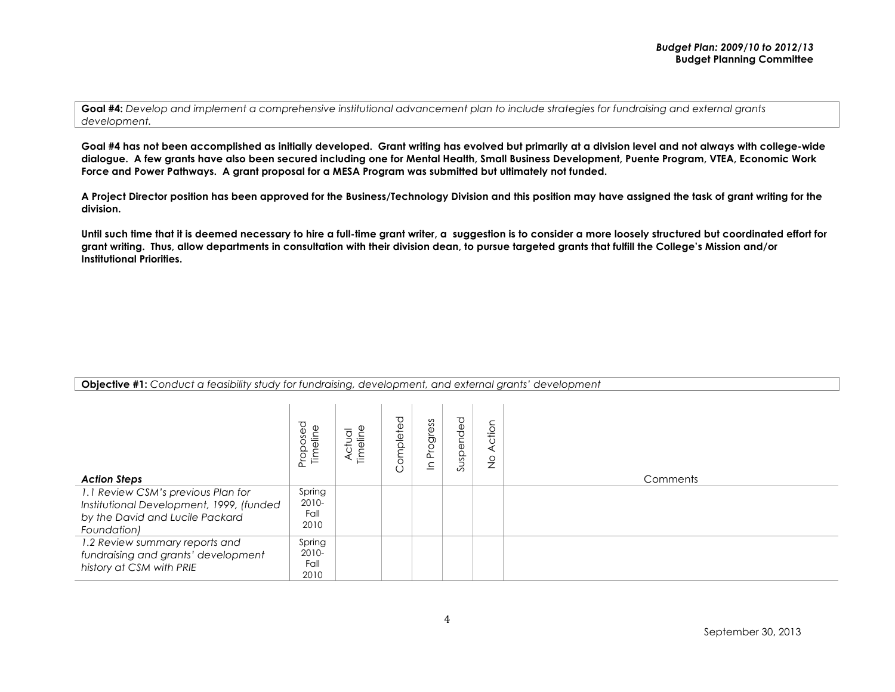**Goal #4:** *Develop and implement a comprehensive institutional advancement plan to include strategies for fundraising and external grants development.*

**Goal #4 has not been accomplished as initially developed. Grant writing has evolved but primarily at a division level and not always with college-wide dialogue. A few grants have also been secured including one for Mental Health, Small Business Development, Puente Program, VTEA, Economic Work Force and Power Pathways. A grant proposal for a MESA Program was submitted but ultimately not funded.**

**A Project Director position has been approved for the Business/Technology Division and this position may have assigned the task of grant writing for the division.**

**Until such time that it is deemed necessary to hire a full-time grant writer, a suggestion is to consider a more loosely structured but coordinated effort for grant writing. Thus, allow departments in consultation with their division dean, to pursue targeted grants that fulfill the College's Mission and/or Institutional Priorities.**

**Objective #1:** *Conduct a feasibility study for fundraising, development, and external grants' development*

| *Action Steps* | Proposed Timeline | Actual Timeline | Completed | In Progress | Suspended | No Action | Comments |
|---|---|---|---|---|---|---|---|
| *1.1 Review CSM's previous Plan for Institutional Development, 1999, (funded by the David and Lucile Packard Foundation)* | Spring 2010-Fall 2010 | | | | | | |
| *1.2 Review summary reports and fundraising and grants' development history at CSM with PRIE* | Spring 2010-Fall 2010 | | | | | | |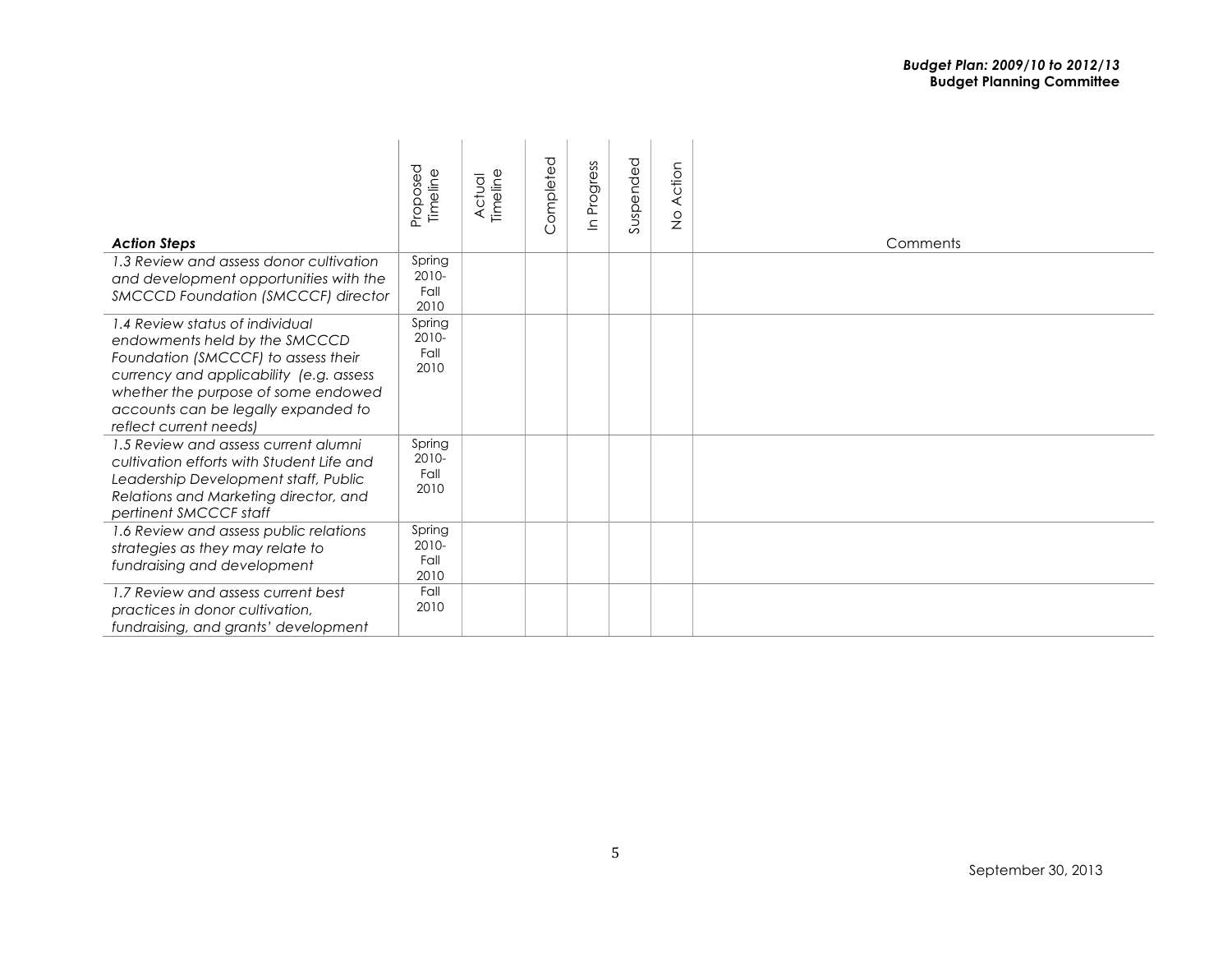| *Action Steps* | Proposed Timeline | Actual Timeline | Completed | In Progress | Suspended | No Action | Comments |
|---|---|---|---|---|---|---|---|
| *1.3 Review and assess donor cultivation and development opportunities with the SMCCCD Foundation (SMCCCF) director* | Spring 2010-Fall 2010 | | | | | | |
| *1.4 Review status of individual endowments held by the SMCCCD Foundation (SMCCCF) to assess their currency and applicability (e.g. assess whether the purpose of some endowed accounts can be legally expanded to reflect current needs)* | Spring 2010-Fall 2010 | | | | | | |
| *1.5 Review and assess current alumni cultivation efforts with Student Life and Leadership Development staff, Public Relations and Marketing director, and pertinent SMCCCF staff* | Spring 2010-Fall 2010 | | | | | | |
| *1.6 Review and assess public relations strategies as they may relate to fundraising and development* | Spring 2010-Fall 2010 | | | | | | |
| *1.7 Review and assess current best practices in donor cultivation, fundraising, and grants' development* | Fall 2010 | | | | | | |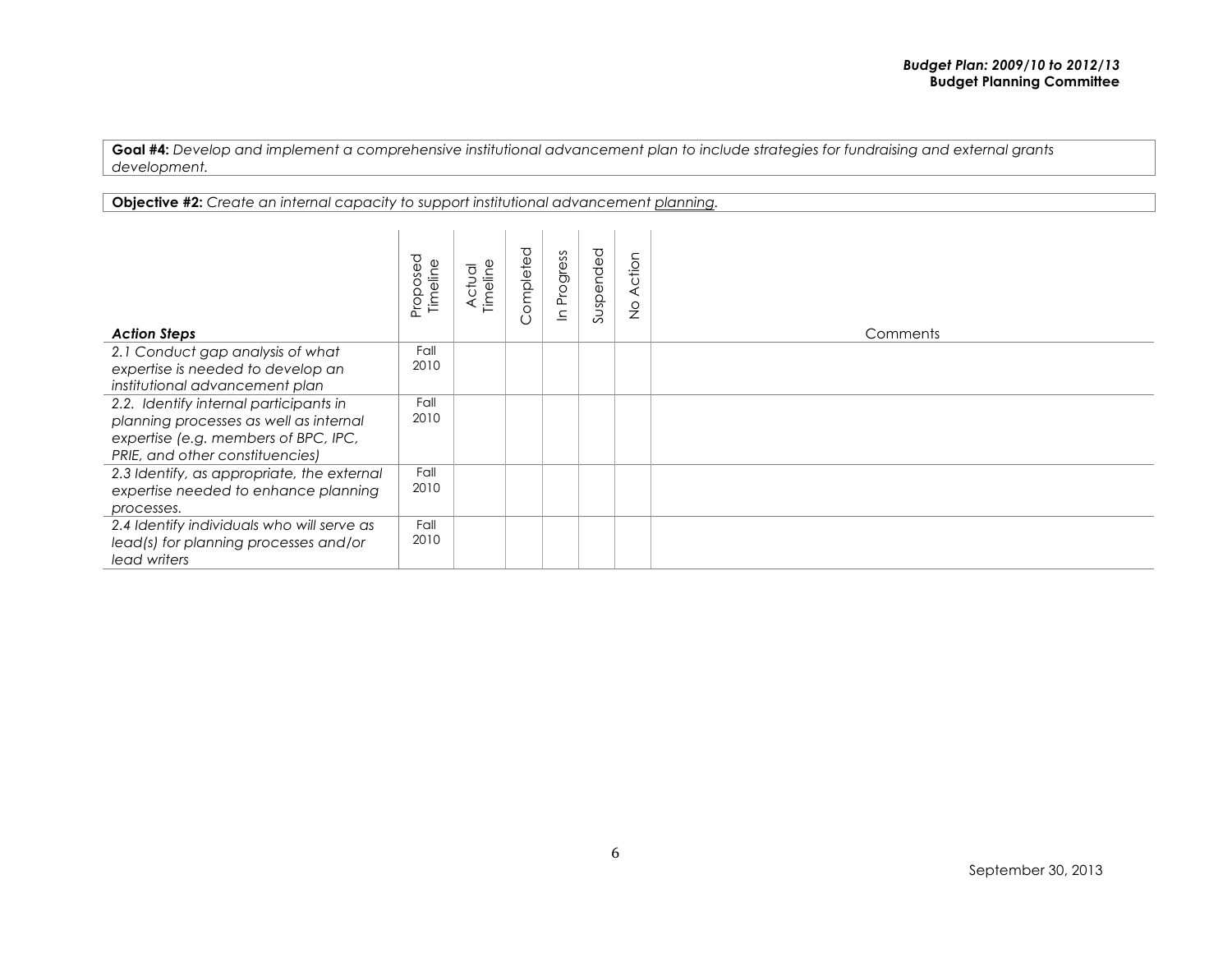**Goal #4:** *Develop and implement a comprehensive institutional advancement plan to include strategies for fundraising and external grants development.*

**Objective #2:** *Create an internal capacity to support institutional advancement planning.*

| ***Action Steps*** | Proposed Timeline | Actual Timeline | Completed | In Progress | Suspended | No Action | Comments |
|---|---|---|---|---|---|---|---|
| *2.1 Conduct gap analysis of what expertise is needed to develop an institutional advancement plan* | Fall 2010 | | | | | | |
| *2.2. Identify internal participants in planning processes as well as internal expertise (e.g. members of BPC, IPC, PRIE, and other constituencies)* | Fall 2010 | | | | | | |
| *2.3 Identify, as appropriate, the external expertise needed to enhance planning processes.* | Fall 2010 | | | | | | |
| *2.4 Identify individuals who will serve as lead(s) for planning processes and/or lead writers* | Fall 2010 | | | | | | |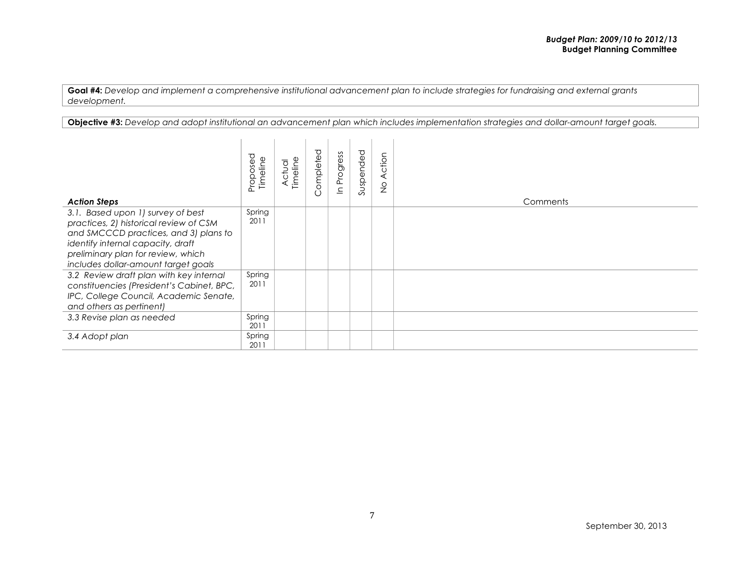**Goal #4:** *Develop and implement a comprehensive institutional advancement plan to include strategies for fundraising and external grants development.*

**Objective #3:** *Develop and adopt institutional an advancement plan which includes implementation strategies and dollar-amount target goals.*

| ***Action Steps*** | Proposed Timeline | Actual Timeline | Completed | In Progress | Suspended | No Action | Comments |
|---|---|---|---|---|---|---|---|
| *3.1. Based upon 1) survey of best practices, 2) historical review of CSM and SMCCCD practices, and 3) plans to identify internal capacity, draft preliminary plan for review, which includes dollar-amount target goals* | Spring 2011 | | | | | | |
| *3.2 Review draft plan with key internal constituencies (President's Cabinet, BPC, IPC, College Council, Academic Senate, and others as pertinent)* | Spring 2011 | | | | | | |
| *3.3 Revise plan as needed* | Spring 2011 | | | | | | |
| *3.4 Adopt plan* | Spring 2011 | | | | | | |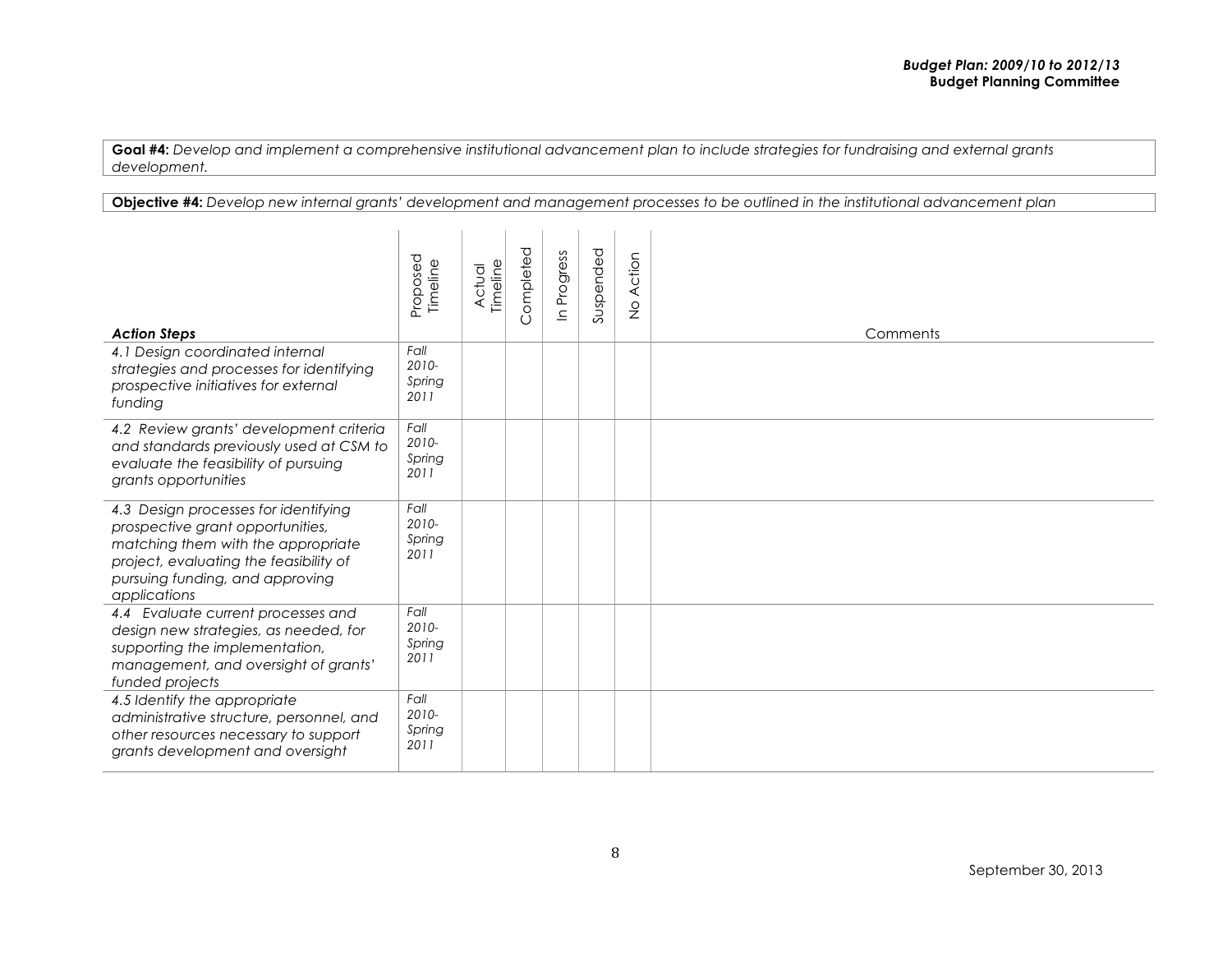**Goal #4:** *Develop and implement a comprehensive institutional advancement plan to include strategies for fundraising and external grants development.*

**Objective #4:** *Develop new internal grants' development and management processes to be outlined in the institutional advancement plan*

| ***Action Steps*** | Proposed Timeline | Actual Timeline | Completed | In Progress | Suspended | No Action | Comments |
|---|---|---|---|---|---|---|---|
| *4.1 Design coordinated internal strategies and processes for identifying prospective initiatives for external funding* | *Fall 2010-Spring 2011* | | | | | | |
| *4.2 Review grants' development criteria and standards previously used at CSM to evaluate the feasibility of pursuing grants opportunities* | *Fall 2010-Spring 2011* | | | | | | |
| *4.3 Design processes for identifying prospective grant opportunities, matching them with the appropriate project, evaluating the feasibility of pursuing funding, and approving applications* | *Fall 2010-Spring 2011* | | | | | | |
| *4.4 Evaluate current processes and design new strategies, as needed, for supporting the implementation, management, and oversight of grants' funded projects* | *Fall 2010-Spring 2011* | | | | | | |
| *4.5 Identify the appropriate administrative structure, personnel, and other resources necessary to support grants development and oversight* | *Fall 2010-Spring 2011* | | | | | | |

September 30, 2013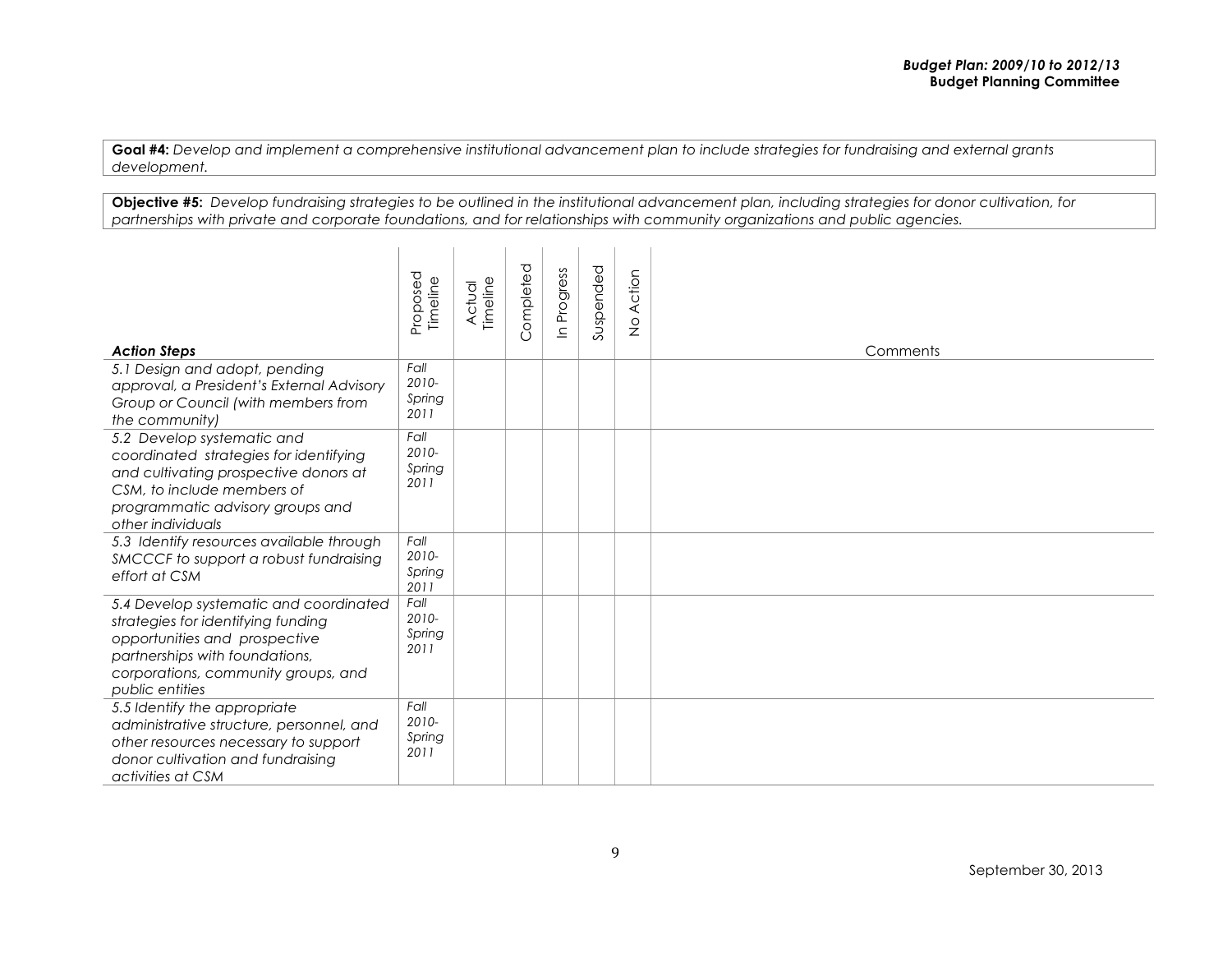**Goal #4:** *Develop and implement a comprehensive institutional advancement plan to include strategies for fundraising and external grants development.*

**Objective #5:** *Develop fundraising strategies to be outlined in the institutional advancement plan, including strategies for donor cultivation, for partnerships with private and corporate foundations, and for relationships with community organizations and public agencies.*

| *Action Steps* | Proposed Timeline | Actual Timeline | Completed | In Progress | Suspended | No Action | Comments |
|---|---|---|---|---|---|---|---|
| *5.1 Design and adopt, pending approval, a President's External Advisory Group or Council (with members from the community)* | *Fall 2010-Spring 2011* | | | | | | |
| *5.2 Develop systematic and coordinated strategies for identifying and cultivating prospective donors at CSM, to include members of programmatic advisory groups and other individuals* | *Fall 2010-Spring 2011* | | | | | | |
| *5.3 Identify resources available through SMCCCF to support a robust fundraising effort at CSM* | *Fall 2010-Spring 2011* | | | | | | |
| *5.4 Develop systematic and coordinated strategies for identifying funding opportunities and prospective partnerships with foundations, corporations, community groups, and public entities* | *Fall 2010-Spring 2011* | | | | | | |
| *5.5 Identify the appropriate administrative structure, personnel, and other resources necessary to support donor cultivation and fundraising activities at CSM* | *Fall 2010-Spring 2011* | | | | | | |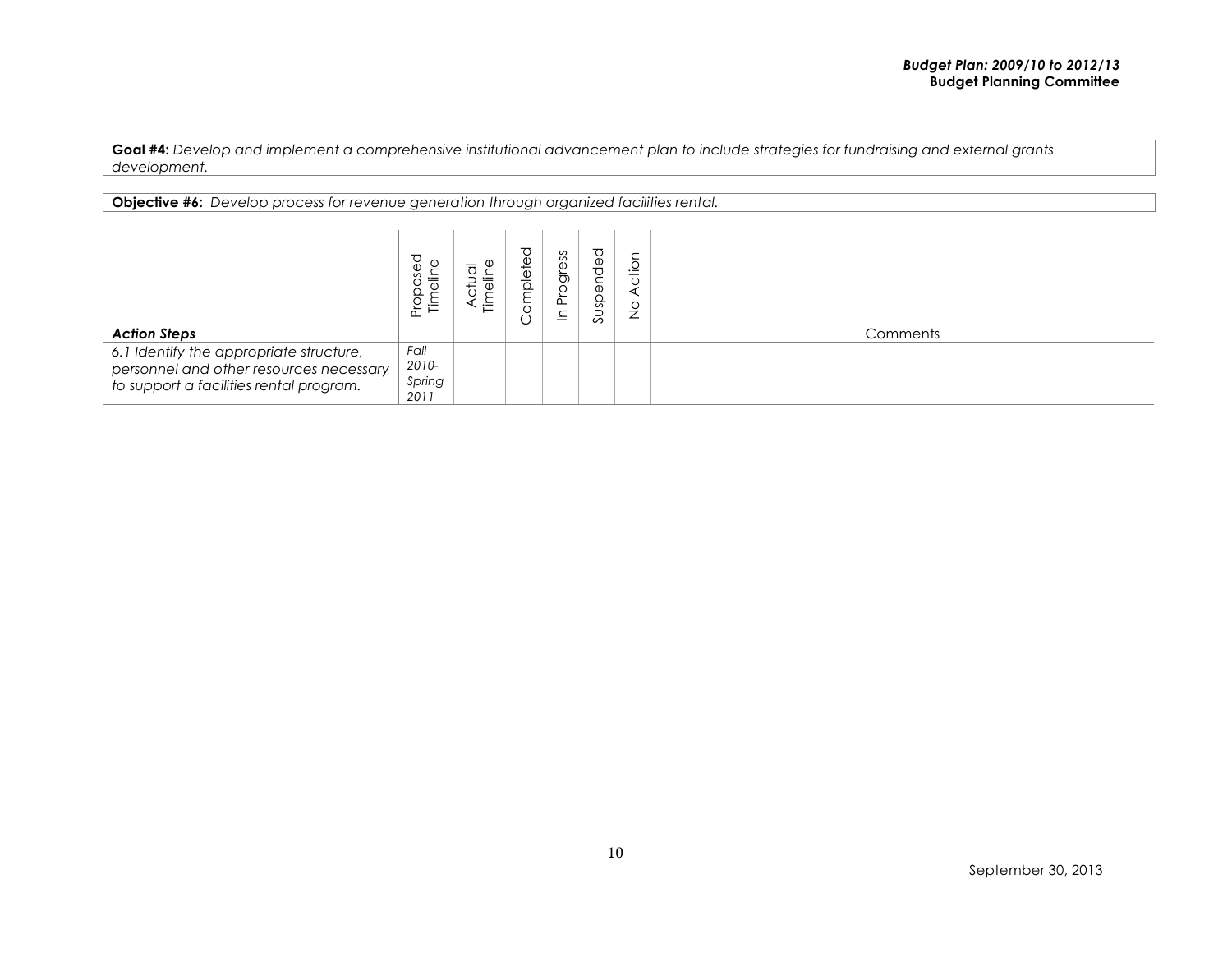**Goal #4:** *Develop and implement a comprehensive institutional advancement plan to include strategies for fundraising and external grants development.*

**Objective #6:** *Develop process for revenue generation through organized facilities rental.*

| ***Action Steps*** | Proposed Timeline | Actual Timeline | Completed | In Progress | Suspended | No Action | Comments |
|---|---|---|---|---|---|---|---|
| *6.1 Identify the appropriate structure, personnel and other resources necessary to support a facilities rental program.* | *Fall 2010- Spring 2011* | | | | | | |

September 30, 2013